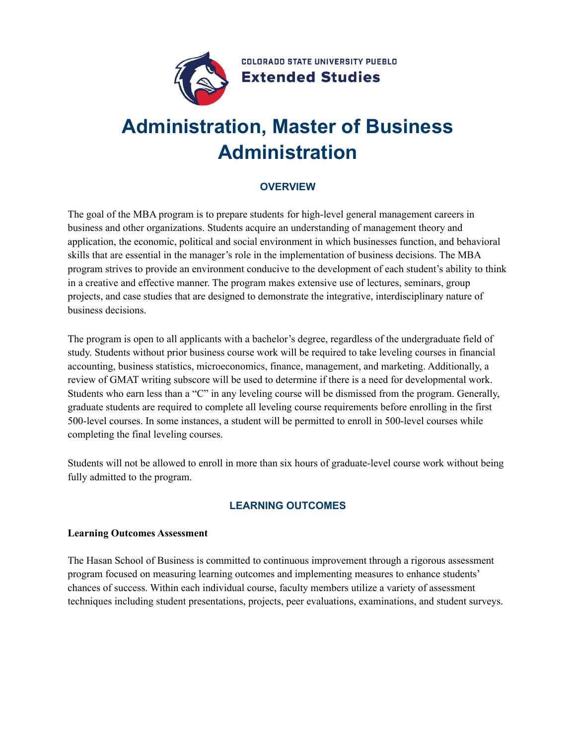COLORADO STATE UNIVERSITY PUEBLO
**Extended Studies**

# Administration, Master of Business Administration

## OVERVIEW

The goal of the MBA program is to prepare students for high-level general management careers in business and other organizations. Students acquire an understanding of management theory and application, the economic, political and social environment in which businesses function, and behavioral skills that are essential in the manager's role in the implementation of business decisions. The MBA program strives to provide an environment conducive to the development of each student's ability to think in a creative and effective manner. The program makes extensive use of lectures, seminars, group projects, and case studies that are designed to demonstrate the integrative, interdisciplinary nature of business decisions.

The program is open to all applicants with a bachelor's degree, regardless of the undergraduate field of study. Students without prior business course work will be required to take leveling courses in financial accounting, business statistics, microeconomics, finance, management, and marketing. Additionally, a review of GMAT writing subscore will be used to determine if there is a need for developmental work. Students who earn less than a "C" in any leveling course will be dismissed from the program. Generally, graduate students are required to complete all leveling course requirements before enrolling in the first 500-level courses. In some instances, a student will be permitted to enroll in 500-level courses while completing the final leveling courses.

Students will not be allowed to enroll in more than six hours of graduate-level course work without being fully admitted to the program.

## LEARNING OUTCOMES

**Learning Outcomes Assessment**

The Hasan School of Business is committed to continuous improvement through a rigorous assessment program focused on measuring learning outcomes and implementing measures to enhance students' chances of success. Within each individual course, faculty members utilize a variety of assessment techniques including student presentations, projects, peer evaluations, examinations, and student surveys.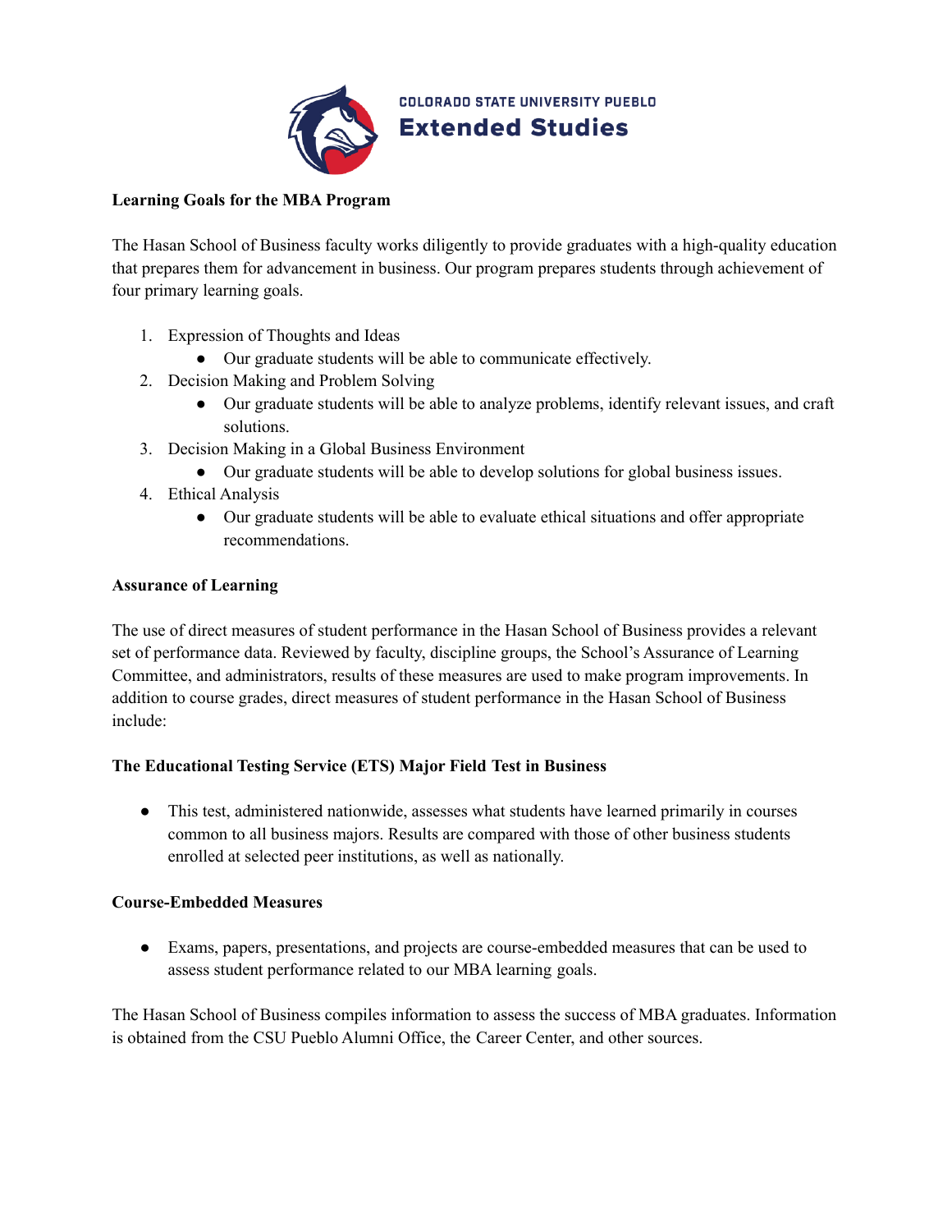**Learning Goals for the MBA Program**

The Hasan School of Business faculty works diligently to provide graduates with a high-quality education that prepares them for advancement in business. Our program prepares students through achievement of four primary learning goals.

1. Expression of Thoughts and Ideas
   - Our graduate students will be able to communicate effectively.
2. Decision Making and Problem Solving
   - Our graduate students will be able to analyze problems, identify relevant issues, and craft solutions.
3. Decision Making in a Global Business Environment
   - Our graduate students will be able to develop solutions for global business issues.
4. Ethical Analysis
   - Our graduate students will be able to evaluate ethical situations and offer appropriate recommendations.

**Assurance of Learning**

The use of direct measures of student performance in the Hasan School of Business provides a relevant set of performance data. Reviewed by faculty, discipline groups, the School's Assurance of Learning Committee, and administrators, results of these measures are used to make program improvements. In addition to course grades, direct measures of student performance in the Hasan School of Business include:

**The Educational Testing Service (ETS) Major Field Test in Business**

- This test, administered nationwide, assesses what students have learned primarily in courses common to all business majors. Results are compared with those of other business students enrolled at selected peer institutions, as well as nationally.

**Course-Embedded Measures**

- Exams, papers, presentations, and projects are course-embedded measures that can be used to assess student performance related to our MBA learning goals.

The Hasan School of Business compiles information to assess the success of MBA graduates. Information is obtained from the CSU Pueblo Alumni Office, the Career Center, and other sources.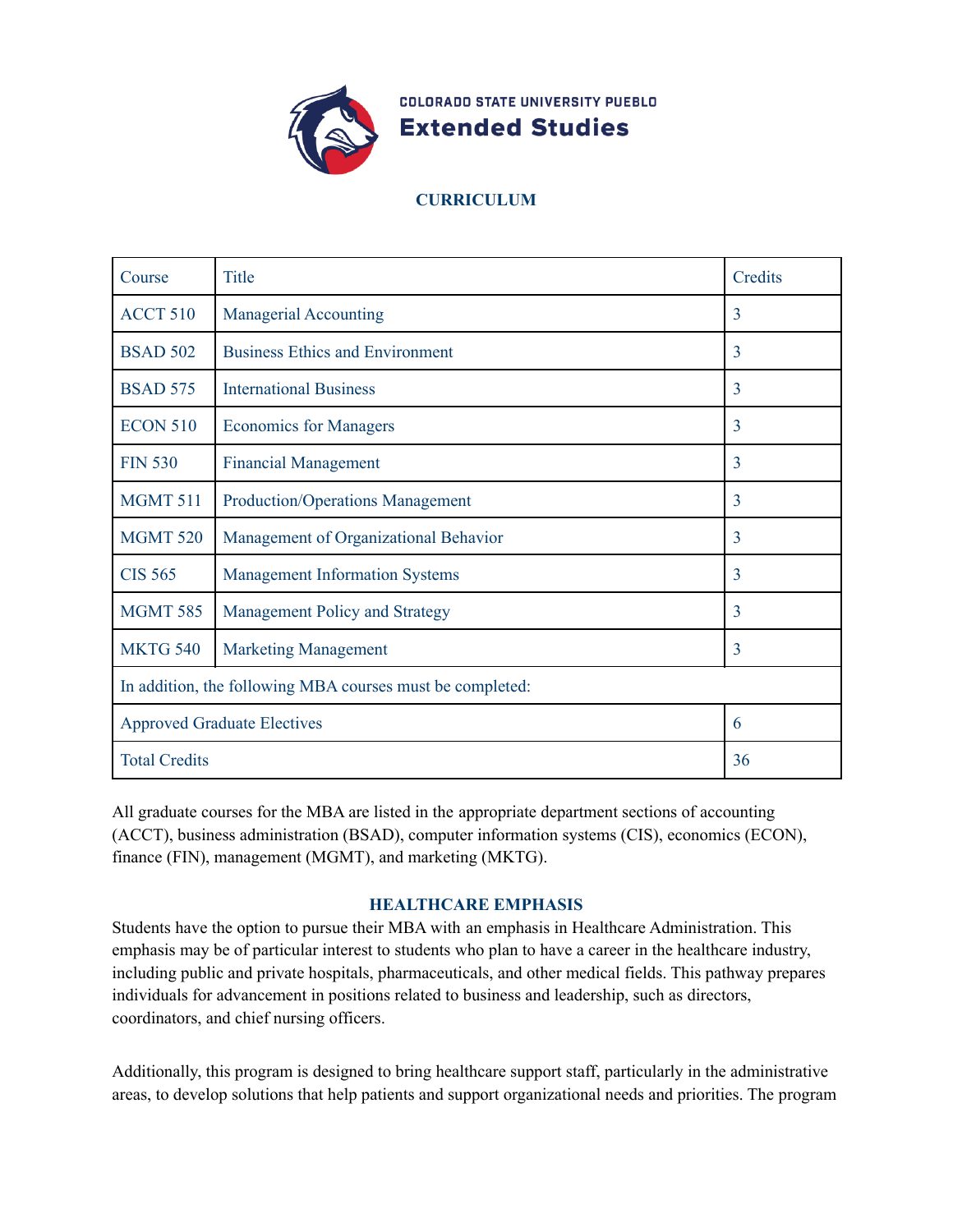COLORADO STATE UNIVERSITY PUEBLO
**Extended Studies**

## CURRICULUM

| Course | Title | Credits |
|---|---|---|
| ACCT 510 | Managerial Accounting | 3 |
| BSAD 502 | Business Ethics and Environment | 3 |
| BSAD 575 | International Business | 3 |
| ECON 510 | Economics for Managers | 3 |
| FIN 530 | Financial Management | 3 |
| MGMT 511 | Production/Operations Management | 3 |
| MGMT 520 | Management of Organizational Behavior | 3 |
| CIS 565 | Management Information Systems | 3 |
| MGMT 585 | Management Policy and Strategy | 3 |
| MKTG 540 | Marketing Management | 3 |
| In addition, the following MBA courses must be completed: | | |
| Approved Graduate Electives | | 6 |
| Total Credits | | 36 |

All graduate courses for the MBA are listed in the appropriate department sections of accounting (ACCT), business administration (BSAD), computer information systems (CIS), economics (ECON), finance (FIN), management (MGMT), and marketing (MKTG).

## HEALTHCARE EMPHASIS

Students have the option to pursue their MBA with an emphasis in Healthcare Administration. This emphasis may be of particular interest to students who plan to have a career in the healthcare industry, including public and private hospitals, pharmaceuticals, and other medical fields. This pathway prepares individuals for advancement in positions related to business and leadership, such as directors, coordinators, and chief nursing officers.

Additionally, this program is designed to bring healthcare support staff, particularly in the administrative areas, to develop solutions that help patients and support organizational needs and priorities. The program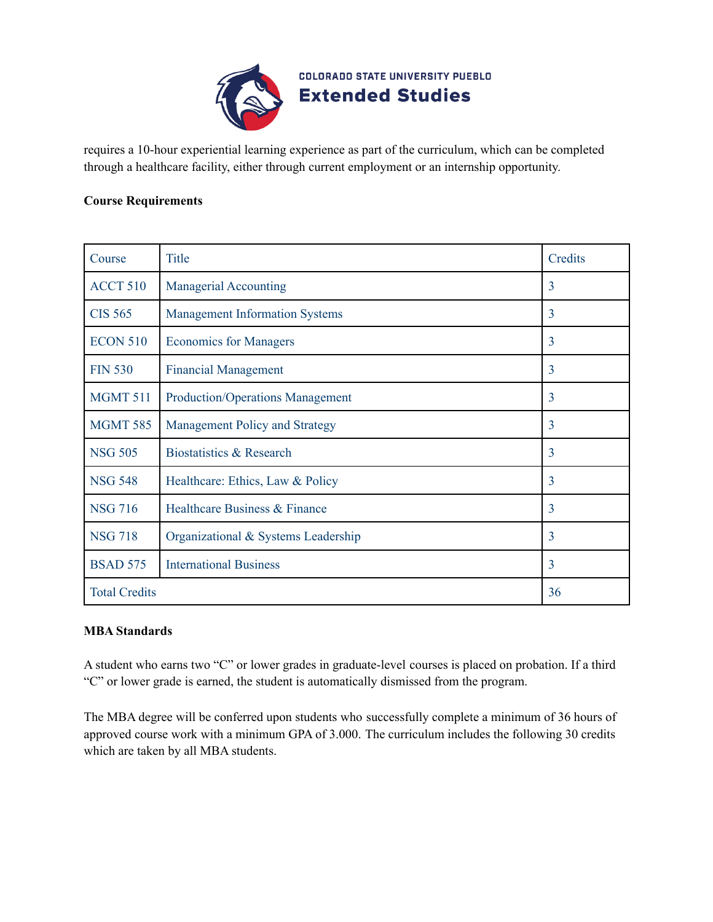requires a 10-hour experiential learning experience as part of the curriculum, which can be completed through a healthcare facility, either through current employment or an internship opportunity.

**Course Requirements**

| Course | Title | Credits |
|---|---|---|
| ACCT 510 | Managerial Accounting | 3 |
| CIS 565 | Management Information Systems | 3 |
| ECON 510 | Economics for Managers | 3 |
| FIN 530 | Financial Management | 3 |
| MGMT 511 | Production/Operations Management | 3 |
| MGMT 585 | Management Policy and Strategy | 3 |
| NSG 505 | Biostatistics & Research | 3 |
| NSG 548 | Healthcare: Ethics, Law & Policy | 3 |
| NSG 716 | Healthcare Business & Finance | 3 |
| NSG 718 | Organizational & Systems Leadership | 3 |
| BSAD 575 | International Business | 3 |
| Total Credits | | 36 |

**MBA Standards**

A student who earns two "C" or lower grades in graduate-level courses is placed on probation. If a third "C" or lower grade is earned, the student is automatically dismissed from the program.

The MBA degree will be conferred upon students who successfully complete a minimum of 36 hours of approved course work with a minimum GPA of 3.000. The curriculum includes the following 30 credits which are taken by all MBA students.